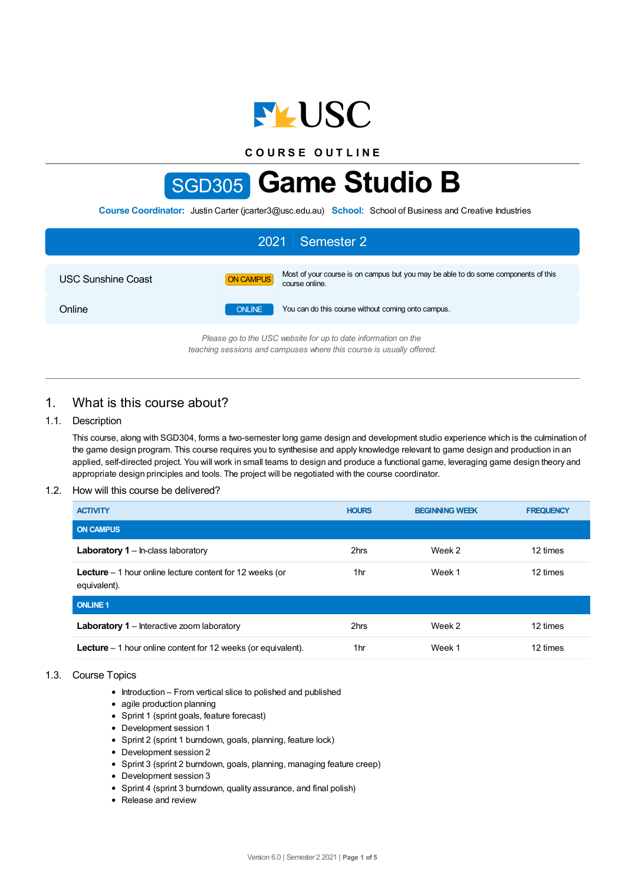# COURSE OUTLINE

# SGD305 Game Studio B

**Course Coordinator:** Justin Carter (jcarter3@usc.edu.au) **School:** School of Business and Creative Industries

## 2021 | Semester 2

| | | |
|---|---|---|
| USC Sunshine Coast | ON CAMPUS | Most of your course is on campus but you may be able to do some components of this course online. |
| Online | ONLINE | You can do this course without coming onto campus. |

*Please go to the USC website for up to date information on the teaching sessions and campuses where this course is usually offered.*

## 1. What is this course about?

### 1.1. Description

This course, along with SGD304, forms a two-semester long game design and development studio experience which is the culmination of the game design program. This course requires you to synthesise and apply knowledge relevant to game design and production in an applied, self-directed project. You will work in small teams to design and produce a functional game, leveraging game design theory and appropriate design principles and tools. The project will be negotiated with the course coordinator.

### 1.2. How will this course be delivered?

| ACTIVITY | HOURS | BEGINNING WEEK | FREQUENCY |
|---|---|---|---|
| **ON CAMPUS** | | | |
| **Laboratory 1** – In-class laboratory | 2hrs | Week 2 | 12 times |
| **Lecture** – 1 hour online lecture content for 12 weeks (or equivalent). | 1hr | Week 1 | 12 times |
| **ONLINE 1** | | | |
| **Laboratory 1** – Interactive zoom laboratory | 2hrs | Week 2 | 12 times |
| **Lecture** – 1 hour online content for 12 weeks (or equivalent). | 1hr | Week 1 | 12 times |

### 1.3. Course Topics

- Introduction – From vertical slice to polished and published
- agile production planning
- Sprint 1 (sprint goals, feature forecast)
- Development session 1
- Sprint 2 (sprint 1 burndown, goals, planning, feature lock)
- Development session 2
- Sprint 3 (sprint 2 burndown, goals, planning, managing feature creep)
- Development session 3
- Sprint 4 (sprint 3 burndown, quality assurance, and final polish)
- Release and review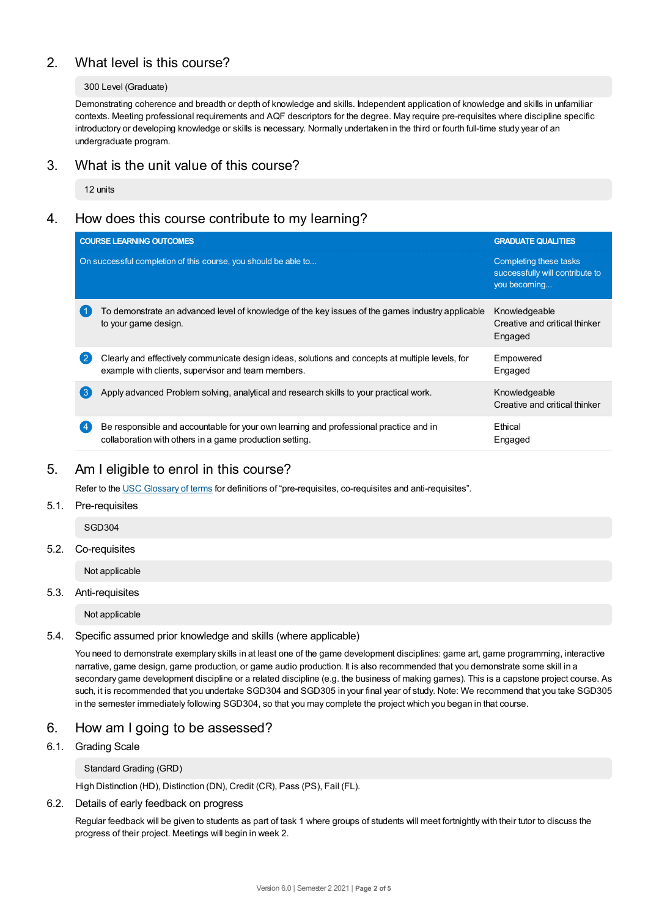## 2. What level is this course?

300 Level (Graduate)

Demonstrating coherence and breadth or depth of knowledge and skills. Independent application of knowledge and skills in unfamiliar contexts. Meeting professional requirements and AQF descriptors for the degree. May require pre-requisites where discipline specific introductory or developing knowledge or skills is necessary. Normally undertaken in the third or fourth full-time study year of an undergraduate program.

## 3. What is the unit value of this course?

12 units

## 4. How does this course contribute to my learning?

| COURSE LEARNING OUTCOMES<br>On successful completion of this course, you should be able to... | GRADUATE QUALITIES<br>Completing these tasks successfully will contribute to you becoming... |
|---|---|
| 1 To demonstrate an advanced level of knowledge of the key issues of the games industry applicable to your game design. | Knowledgeable<br>Creative and critical thinker<br>Engaged |
| 2 Clearly and effectively communicate design ideas, solutions and concepts at multiple levels, for example with clients, supervisor and team members. | Empowered<br>Engaged |
| 3 Apply advanced Problem solving, analytical and research skills to your practical work. | Knowledgeable<br>Creative and critical thinker |
| 4 Be responsible and accountable for your own learning and professional practice and in collaboration with others in a game production setting. | Ethical<br>Engaged |

## 5. Am I eligible to enrol in this course?

Refer to the USC Glossary of terms for definitions of "pre-requisites, co-requisites and anti-requisites".

### 5.1. Pre-requisites

SGD304

### 5.2. Co-requisites

Not applicable

### 5.3. Anti-requisites

Not applicable

### 5.4. Specific assumed prior knowledge and skills (where applicable)

You need to demonstrate exemplary skills in at least one of the game development disciplines: game art, game programming, interactive narrative, game design, game production, or game audio production. It is also recommended that you demonstrate some skill in a secondary game development discipline or a related discipline (e.g. the business of making games). This is a capstone project course. As such, it is recommended that you undertake SGD304 and SGD305 in your final year of study. Note: We recommend that you take SGD305 in the semester immediately following SGD304, so that you may complete the project which you began in that course.

## 6. How am I going to be assessed?

### 6.1. Grading Scale

Standard Grading (GRD)

High Distinction (HD), Distinction (DN), Credit (CR), Pass (PS), Fail (FL).

### 6.2. Details of early feedback on progress

Regular feedback will be given to students as part of task 1 where groups of students will meet fortnightly with their tutor to discuss the progress of their project. Meetings will begin in week 2.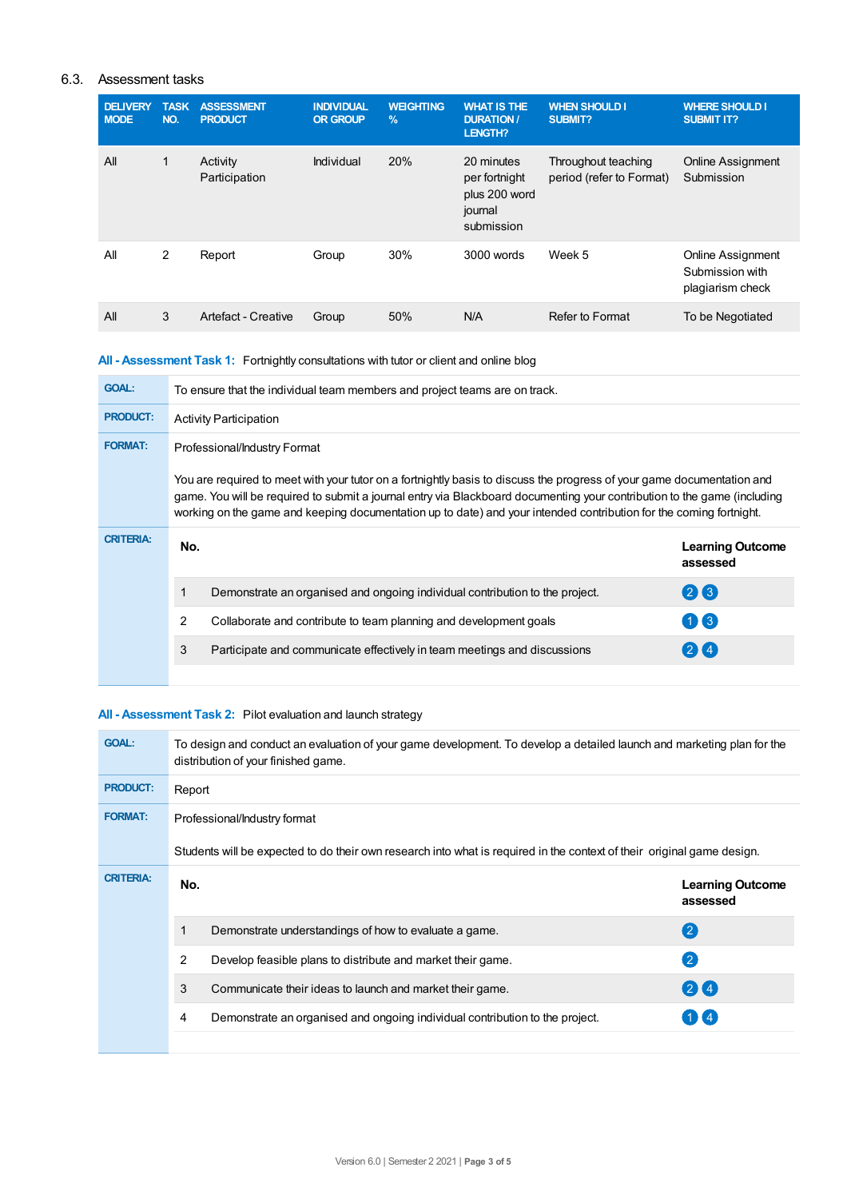## 6.3. Assessment tasks

| DELIVERY MODE | TASK NO. | ASSESSMENT PRODUCT | INDIVIDUAL OR GROUP | WEIGHTING % | WHAT IS THE DURATION / LENGTH? | WHEN SHOULD I SUBMIT? | WHERE SHOULD I SUBMIT IT? |
|---|---|---|---|---|---|---|---|
| All | 1 | Activity Participation | Individual | 20% | 20 minutes per fortnight plus 200 word journal submission | Throughout teaching period (refer to Format) | Online Assignment Submission |
| All | 2 | Report | Group | 30% | 3000 words | Week 5 | Online Assignment Submission with plagiarism check |
| All | 3 | Artefact - Creative | Group | 50% | N/A | Refer to Format | To be Negotiated |

### All - Assessment Task 1: Fortnightly consultations with tutor or client and online blog

**GOAL:** To ensure that the individual team members and project teams are on track.

**PRODUCT:** Activity Participation

**FORMAT:** Professional/Industry Format

You are required to meet with your tutor on a fortnightly basis to discuss the progress of your game documentation and game. You will be required to submit a journal entry via Blackboard documenting your contribution to the game (including working on the game and keeping documentation up to date) and your intended contribution for the coming fortnight.

**CRITERIA:**

| No. | | Learning Outcome assessed |
|---|---|---|
| 1 | Demonstrate an organised and ongoing individual contribution to the project. | 2 3 |
| 2 | Collaborate and contribute to team planning and development goals | 1 3 |
| 3 | Participate and communicate effectively in team meetings and discussions | 2 4 |

### All - Assessment Task 2: Pilot evaluation and launch strategy

**GOAL:** To design and conduct an evaluation of your game development. To develop a detailed launch and marketing plan for the distribution of your finished game.

**PRODUCT:** Report

**FORMAT:** Professional/Industry format

Students will be expected to do their own research into what is required in the context of their original game design.

**CRITERIA:**

| No. | | Learning Outcome assessed |
|---|---|---|
| 1 | Demonstrate understandings of how to evaluate a game. | 2 |
| 2 | Develop feasible plans to distribute and market their game. | 2 |
| 3 | Communicate their ideas to launch and market their game. | 2 4 |
| 4 | Demonstrate an organised and ongoing individual contribution to the project. | 1 4 |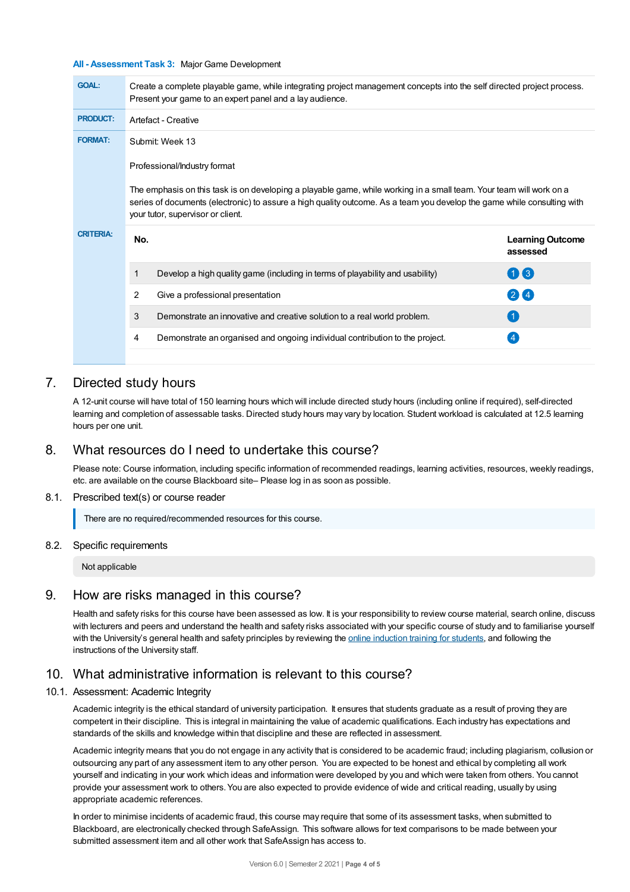**All - Assessment Task 3:** Major Game Development

| | |
|---|---|
| **GOAL:** | Create a complete playable game, while integrating project management concepts into the self directed project process. Present your game to an expert panel and a lay audience. |
| **PRODUCT:** | Artefact - Creative |
| **FORMAT:** | Submit: Week 13<br><br>Professional/Industry format<br><br>The emphasis on this task is on developing a playable game, while working in a small team. Your team will work on a series of documents (electronic) to assure a high quality outcome. As a team you develop the game while consulting with your tutor, supervisor or client. |

**CRITERIA:**

| No. | | Learning Outcome assessed |
|---|---|---|
| 1 | Develop a high quality game (including in terms of playability and usability) | 1 3 |
| 2 | Give a professional presentation | 2 4 |
| 3 | Demonstrate an innovative and creative solution to a real world problem. | 1 |
| 4 | Demonstrate an organised and ongoing individual contribution to the project. | 4 |

## 7. Directed study hours

A 12-unit course will have total of 150 learning hours which will include directed study hours (including online if required), self-directed learning and completion of assessable tasks. Directed study hours may vary by location. Student workload is calculated at 12.5 learning hours per one unit.

## 8. What resources do I need to undertake this course?

Please note: Course information, including specific information of recommended readings, learning activities, resources, weekly readings, etc. are available on the course Blackboard site– Please log in as soon as possible.

### 8.1. Prescribed text(s) or course reader

There are no required/recommended resources for this course.

### 8.2. Specific requirements

Not applicable

## 9. How are risks managed in this course?

Health and safety risks for this course have been assessed as low. It is your responsibility to review course material, search online, discuss with lecturers and peers and understand the health and safety risks associated with your specific course of study and to familiarise yourself with the University's general health and safety principles by reviewing the online induction training for students, and following the instructions of the University staff.

## 10. What administrative information is relevant to this course?

### 10.1. Assessment: Academic Integrity

Academic integrity is the ethical standard of university participation. It ensures that students graduate as a result of proving they are competent in their discipline. This is integral in maintaining the value of academic qualifications. Each industry has expectations and standards of the skills and knowledge within that discipline and these are reflected in assessment.

Academic integrity means that you do not engage in any activity that is considered to be academic fraud; including plagiarism, collusion or outsourcing any part of any assessment item to any other person. You are expected to be honest and ethical by completing all work yourself and indicating in your work which ideas and information were developed by you and which were taken from others. You cannot provide your assessment work to others. You are also expected to provide evidence of wide and critical reading, usually by using appropriate academic references.

In order to minimise incidents of academic fraud, this course may require that some of its assessment tasks, when submitted to Blackboard, are electronically checked through SafeAssign. This software allows for text comparisons to be made between your submitted assessment item and all other work that SafeAssign has access to.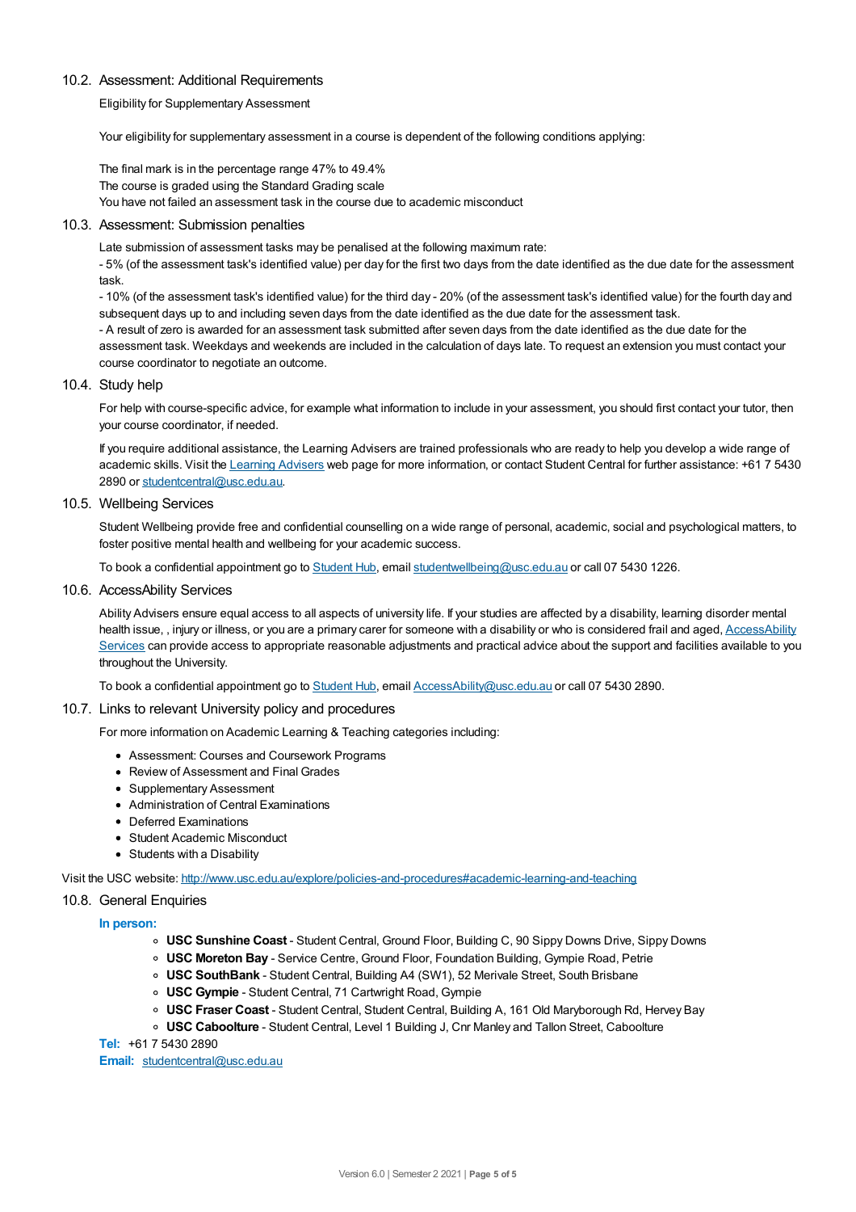### 10.2. Assessment: Additional Requirements

Eligibility for Supplementary Assessment

Your eligibility for supplementary assessment in a course is dependent of the following conditions applying:

The final mark is in the percentage range 47% to 49.4%
The course is graded using the Standard Grading scale
You have not failed an assessment task in the course due to academic misconduct

### 10.3. Assessment: Submission penalties

Late submission of assessment tasks may be penalised at the following maximum rate:
- 5% (of the assessment task's identified value) per day for the first two days from the date identified as the due date for the assessment task.
- 10% (of the assessment task's identified value) for the third day - 20% (of the assessment task's identified value) for the fourth day and subsequent days up to and including seven days from the date identified as the due date for the assessment task.
- A result of zero is awarded for an assessment task submitted after seven days from the date identified as the due date for the assessment task. Weekdays and weekends are included in the calculation of days late. To request an extension you must contact your course coordinator to negotiate an outcome.

### 10.4. Study help

For help with course-specific advice, for example what information to include in your assessment, you should first contact your tutor, then your course coordinator, if needed.

If you require additional assistance, the Learning Advisers are trained professionals who are ready to help you develop a wide range of academic skills. Visit the Learning Advisers web page for more information, or contact Student Central for further assistance: +61 7 5430 2890 or studentcentral@usc.edu.au.

### 10.5. Wellbeing Services

Student Wellbeing provide free and confidential counselling on a wide range of personal, academic, social and psychological matters, to foster positive mental health and wellbeing for your academic success.

To book a confidential appointment go to Student Hub, email studentwellbeing@usc.edu.au or call 07 5430 1226.

### 10.6. AccessAbility Services

Ability Advisers ensure equal access to all aspects of university life. If your studies are affected by a disability, learning disorder mental health issue, , injury or illness, or you are a primary carer for someone with a disability or who is considered frail and aged, AccessAbility Services can provide access to appropriate reasonable adjustments and practical advice about the support and facilities available to you throughout the University.

To book a confidential appointment go to Student Hub, email AccessAbility@usc.edu.au or call 07 5430 2890.

### 10.7. Links to relevant University policy and procedures

For more information on Academic Learning & Teaching categories including:

- Assessment: Courses and Coursework Programs
- Review of Assessment and Final Grades
- Supplementary Assessment
- Administration of Central Examinations
- Deferred Examinations
- Student Academic Misconduct
- Students with a Disability

Visit the USC website: http://www.usc.edu.au/explore/policies-and-procedures#academic-learning-and-teaching

### 10.8. General Enquiries

**In person:**

- **USC Sunshine Coast** - Student Central, Ground Floor, Building C, 90 Sippy Downs Drive, Sippy Downs
- **USC Moreton Bay** - Service Centre, Ground Floor, Foundation Building, Gympie Road, Petrie
- **USC SouthBank** - Student Central, Building A4 (SW1), 52 Merivale Street, South Brisbane
- **USC Gympie** - Student Central, 71 Cartwright Road, Gympie
- **USC Fraser Coast** - Student Central, Student Central, Building A, 161 Old Maryborough Rd, Hervey Bay
- **USC Caboolture** - Student Central, Level 1 Building J, Cnr Manley and Tallon Street, Caboolture

**Tel:** +61 7 5430 2890

**Email:** studentcentral@usc.edu.au